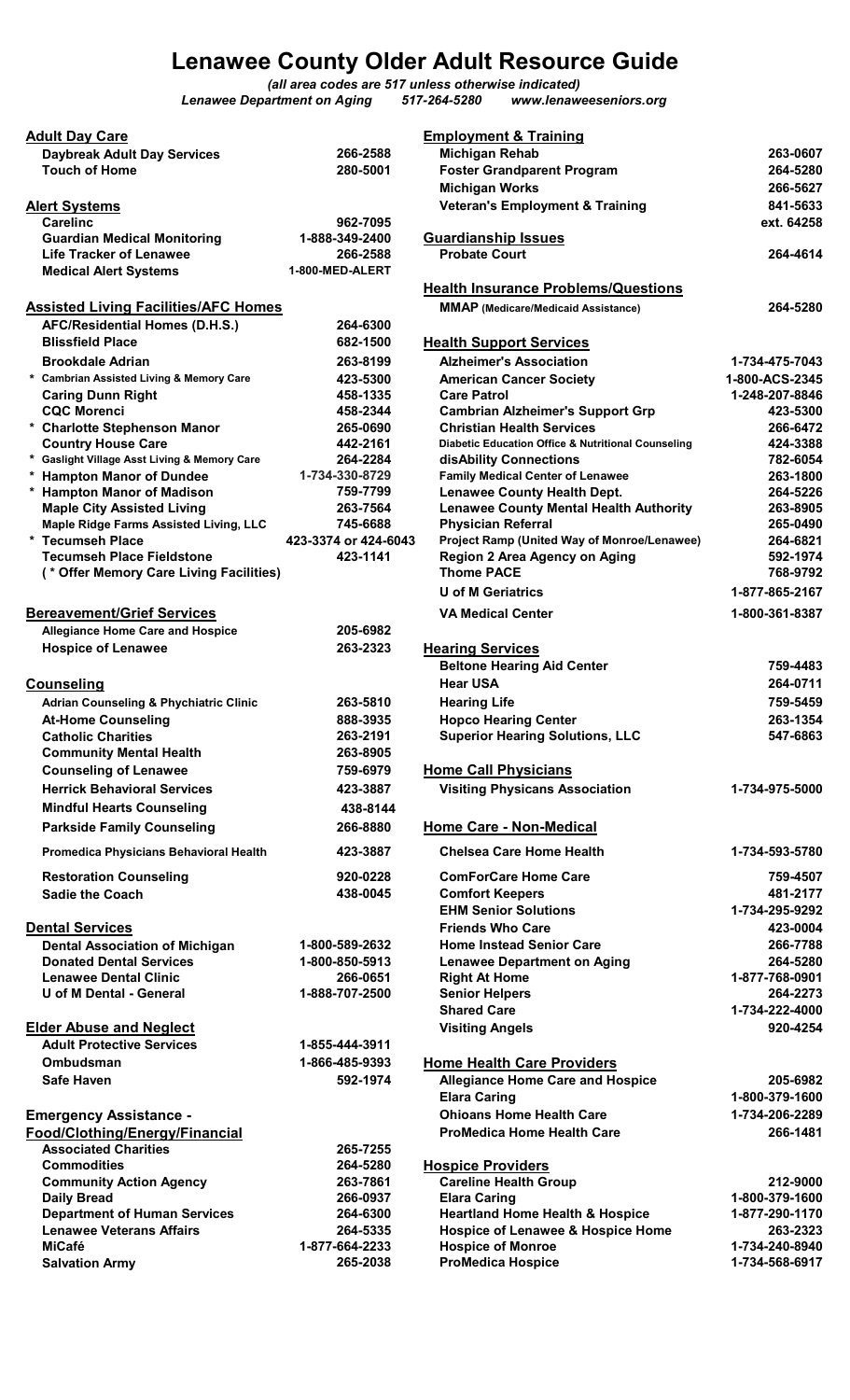# Lenawee County Older Adult Resource Guide

*(all area codes are 517 unless otherwise indicated)*
*Lenawee Department on Aging 517-264-5280 www.lenaweeseniors.org*

## Adult Day Care

| | |
|---|---|
| **Daybreak Adult Day Services** | 266-2588 |
| **Touch of Home** | 280-5001 |

## Alert Systems

| | |
|---|---|
| **Carelinc** | 962-7095 |
| **Guardian Medical Monitoring** | 1-888-349-2400 |
| **Life Tracker of Lenawee** | 266-2588 |
| **Medical Alert Systems** | 1-800-MED-ALERT |

## Assisted Living Facilities/AFC Homes

| | |
|---|---|
| **AFC/Residential Homes (D.H.S.)** | 264-6300 |
| **Blissfield Place** | 682-1500 |
| **Brookdale Adrian** | 263-8199 |
| **\* Cambrian Assisted Living & Memory Care** | 423-5300 |
| **Caring Dunn Right** | 458-1335 |
| **CQC Morenci** | 458-2344 |
| **\* Charlotte Stephenson Manor** | 265-0690 |
| **Country House Care** | 442-2161 |
| **\* Gaslight Village Asst Living & Memory Care** | 264-2284 |
| **\* Hampton Manor of Dundee** | 1-734-330-8729 |
| **\* Hampton Manor of Madison** | 759-7799 |
| **Maple City Assisted Living** | 263-7564 |
| **Maple Ridge Farms Assisted Living, LLC** | 745-6688 |
| **\* Tecumseh Place** | 423-3374 or 424-6043 |
| **Tecumseh Place Fieldstone** | 423-1141 |

**( \* Offer Memory Care Living Facilities)**

## Bereavement/Grief Services

| | |
|---|---|
| **Allegiance Home Care and Hospice** | 205-6982 |
| **Hospice of Lenawee** | 263-2323 |

## Counseling

| | |
|---|---|
| **Adrian Counseling & Phychiatric Clinic** | 263-5810 |
| **At-Home Counseling** | 888-3935 |
| **Catholic Charities** | 263-2191 |
| **Community Mental Health** | 263-8905 |
| **Counseling of Lenawee** | 759-6979 |
| **Herrick Behavioral Services** | 423-3887 |
| **Mindful Hearts Counseling** | 438-8144 |
| **Parkside Family Counseling** | 266-8880 |
| **Promedica Physicians Behavioral Health** | 423-3887 |
| **Restoration Counseling** | 920-0228 |
| **Sadie the Coach** | 438-0045 |

## Dental Services

| | |
|---|---|
| **Dental Association of Michigan** | 1-800-589-2632 |
| **Donated Dental Services** | 1-800-850-5913 |
| **Lenawee Dental Clinic** | 266-0651 |
| **U of M Dental - General** | 1-888-707-2500 |

## Elder Abuse and Neglect

| | |
|---|---|
| **Adult Protective Services** | 1-855-444-3911 |
| **Ombudsman** | 1-866-485-9393 |
| **Safe Haven** | 592-1974 |

## Emergency Assistance - Food/Clothing/Energy/Financial

| | |
|---|---|
| **Associated Charities** | 265-7255 |
| **Commodities** | 264-5280 |
| **Community Action Agency** | 263-7861 |
| **Daily Bread** | 266-0937 |
| **Department of Human Services** | 264-6300 |
| **Lenawee Veterans Affairs** | 264-5335 |
| **MiCafé** | 1-877-664-2233 |
| **Salvation Army** | 265-2038 |

## Employment & Training

| | |
|---|---|
| **Michigan Rehab** | 263-0607 |
| **Foster Grandparent Program** | 264-5280 |
| **Michigan Works** | 266-5627 |
| **Veteran's Employment & Training** | 841-5633 ext. 64258 |

## Guardianship Issues

| | |
|---|---|
| **Probate Court** | 264-4614 |

## Health Insurance Problems/Questions

| | |
|---|---|
| **MMAP (Medicare/Medicaid Assistance)** | 264-5280 |

## Health Support Services

| | |
|---|---|
| **Alzheimer's Association** | 1-734-475-7043 |
| **American Cancer Society** | 1-800-ACS-2345 |
| **Care Patrol** | 1-248-207-8846 |
| **Cambrian Alzheimer's Support Grp** | 423-5300 |
| **Christian Health Services** | 266-6472 |
| **Diabetic Education Office & Nutritional Counseling** | 424-3388 |
| **disAbility Connections** | 782-6054 |
| **Family Medical Center of Lenawee** | 263-1800 |
| **Lenawee County Health Dept.** | 264-5226 |
| **Lenawee County Mental Health Authority** | 263-8905 |
| **Physician Referral** | 265-0490 |
| **Project Ramp (United Way of Monroe/Lenawee)** | 264-6821 |
| **Region 2 Area Agency on Aging** | 592-1974 |
| **Thome PACE** | 768-9792 |
| **U of M Geriatrics** | 1-877-865-2167 |
| **VA Medical Center** | 1-800-361-8387 |

## Hearing Services

| | |
|---|---|
| **Beltone Hearing Aid Center** | 759-4483 |
| **Hear USA** | 264-0711 |
| **Hearing Life** | 759-5459 |
| **Hopco Hearing Center** | 263-1354 |
| **Superior Hearing Solutions, LLC** | 547-6863 |

## Home Call Physicians

| | |
|---|---|
| **Visiting Physycans Association** | 1-734-975-5000 |

## Home Care - Non-Medical

| | |
|---|---|
| **Chelsea Care Home Health** | 1-734-593-5780 |
| **ComForCare Home Care** | 759-4507 |
| **Comfort Keepers** | 481-2177 |
| **EHM Senior Solutions** | 1-734-295-9292 |
| **Friends Who Care** | 423-0004 |
| **Home Instead Senior Care** | 266-7788 |
| **Lenawee Department on Aging** | 264-5280 |
| **Right At Home** | 1-877-768-0901 |
| **Senior Helpers** | 264-2273 |
| **Shared Care** | 1-734-222-4000 |
| **Visiting Angels** | 920-4254 |

## Home Health Care Providers

| | |
|---|---|
| **Allegiance Home Care and Hospice** | 205-6982 |
| **Elara Caring** | 1-800-379-1600 |
| **Ohioans Home Health Care** | 1-734-206-2289 |
| **ProMedica Home Health Care** | 266-1481 |

## Hospice Providers

| | |
|---|---|
| **Careline Health Group** | 212-9000 |
| **Elara Caring** | 1-800-379-1600 |
| **Heartland Home Health & Hospice** | 1-877-290-1170 |
| **Hospice of Lenawee & Hospice Home** | 263-2323 |
| **Hospice of Monroe** | 1-734-240-8940 |
| **ProMedica Hospice** | 1-734-568-6917 |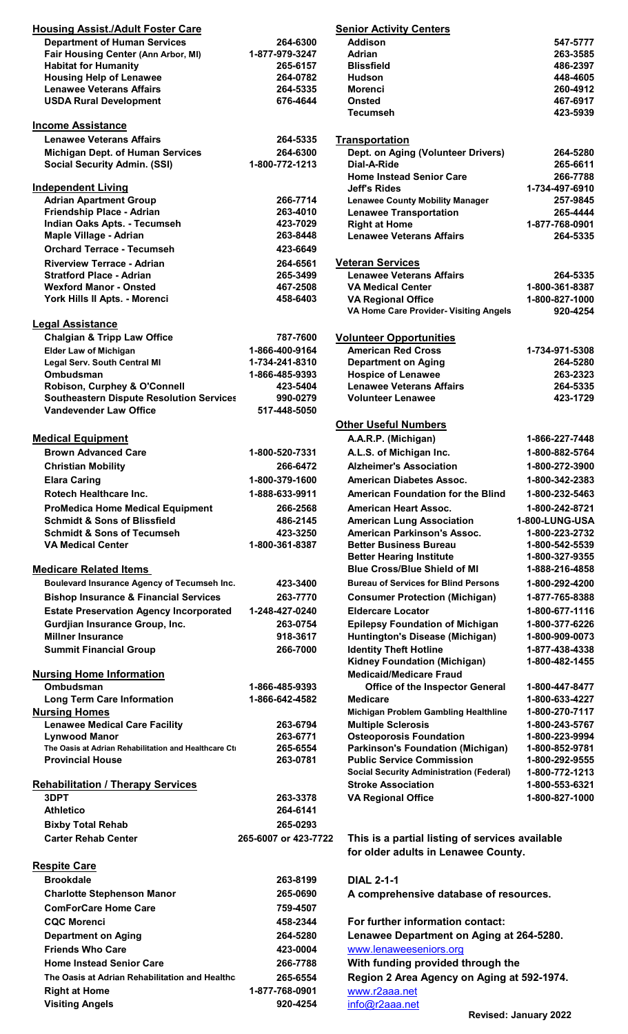## Housing Assist./Adult Foster Care

| | |
|---|---|
| Department of Human Services | 264-6300 |
| Fair Housing Center (Ann Arbor, MI) | 1-877-979-3247 |
| Habitat for Humanity | 265-6157 |
| Housing Help of Lenawee | 264-0782 |
| Lenawee Veterans Affairs | 264-5335 |
| USDA Rural Development | 676-4644 |

## Income Assistance

| | |
|---|---|
| Lenawee Veterans Affairs | 264-5335 |
| Michigan Dept. of Human Services | 264-6300 |
| Social Security Admin. (SSI) | 1-800-772-1213 |

## Independent Living

| | |
|---|---|
| Adrian Apartment Group | 266-7714 |
| Friendship Place - Adrian | 263-4010 |
| Indian Oaks Apts. - Tecumseh | 423-7029 |
| Maple Village - Adrian | 263-8448 |
| Orchard Terrace - Tecumseh | 423-6649 |
| Riverview Terrace - Adrian | 264-6561 |
| Stratford Place - Adrian | 265-3499 |
| Wexford Manor - Onsted | 467-2508 |
| York Hills II Apts. - Morenci | 458-6403 |

## Legal Assistance

| | |
|---|---|
| Chalgian & Tripp Law Office | 787-7600 |
| Elder Law of Michigan | 1-866-400-9164 |
| Legal Serv. South Central MI | 1-734-241-8310 |
| Ombudsman | 1-866-485-9393 |
| Robison, Curphey & O'Connell | 423-5404 |
| Southeastern Dispute Resolution Services | 990-0279 |
| Vandevender Law Office | 517-448-5050 |

## Medical Equipment

| | |
|---|---|
| Brown Advanced Care | 1-800-520-7331 |
| Christian Mobility | 266-6472 |
| Elara Caring | 1-800-379-1600 |
| Rotech Healthcare Inc. | 1-888-633-9911 |
| ProMedica Home Medical Equipment | 266-2568 |
| Schmidt & Sons of Blissfield | 486-2145 |
| Schmidt & Sons of Tecumseh | 423-3250 |
| VA Medical Center | 1-800-361-8387 |

## Medicare Related Items

| | |
|---|---|
| Boulevard Insurance Agency of Tecumseh Inc. | 423-3400 |
| Bishop Insurance & Financial Services | 263-7770 |
| Estate Preservation Agency Incorporated | 1-248-427-0240 |
| Gurdjian Insurance Group, Inc. | 263-0754 |
| Millner Insurance | 918-3617 |
| Summit Financial Group | 266-7000 |

## Nursing Home Information

| | |
|---|---|
| Ombudsman | 1-866-485-9393 |
| Long Term Care Information | 1-866-642-4582 |

## Nursing Homes

| | |
|---|---|
| Lenawee Medical Care Facility | 263-6794 |
| Lynwood Manor | 263-6771 |
| The Oasis at Adrian Rehabilitation and Healthcare Ctr | 265-6554 |
| Provincial House | 263-0781 |

## Rehabilitation / Therapy Services

| | |
|---|---|
| 3DPT | 263-3378 |
| Athletico | 264-6141 |
| Bixby Total Rehab | 265-0293 |
| Carter Rehab Center | 265-6007 or 423-7722 |

## Respite Care

| | |
|---|---|
| Brookdale | 263-8199 |
| Charlotte Stephenson Manor | 265-0690 |
| ComForCare Home Care | 759-4507 |
| CQC Morenci | 458-2344 |
| Department on Aging | 264-5280 |
| Friends Who Care | 423-0004 |
| Home Instead Senior Care | 266-7788 |
| The Oasis at Adrian Rehabilitation and Healthc | 265-6554 |
| Right at Home | 1-877-768-0901 |
| Visiting Angels | 920-4254 |

## Senior Activity Centers

| | |
|---|---|
| Addison | 547-5777 |
| Adrian | 263-3585 |
| Blissfield | 486-2397 |
| Hudson | 448-4605 |
| Morenci | 260-4912 |
| Onsted | 467-6917 |
| Tecumseh | 423-5939 |

## Transportation

| | |
|---|---|
| Dept. on Aging (Volunteer Drivers) | 264-5280 |
| Dial-A-Ride | 265-6611 |
| Home Instead Senior Care | 266-7788 |
| Jeff's Rides | 1-734-497-6910 |
| Lenawee County Mobility Manager | 257-9845 |
| Lenawee Transportation | 265-4444 |
| Right at Home | 1-877-768-0901 |
| Lenawee Veterans Affairs | 264-5335 |

## Veteran Services

| | |
|---|---|
| Lenawee Veterans Affairs | 264-5335 |
| VA Medical Center | 1-800-361-8387 |
| VA Regional Office | 1-800-827-1000 |
| VA Home Care Provider- Visiting Angels | 920-4254 |

## Volunteer Opportunities

| | |
|---|---|
| American Red Cross | 1-734-971-5308 |
| Department on Aging | 264-5280 |
| Hospice of Lenawee | 263-2323 |
| Lenawee Veterans Affairs | 264-5335 |
| Volunteer Lenawee | 423-1729 |

## Other Useful Numbers

| | |
|---|---|
| A.A.R.P. (Michigan) | 1-866-227-7448 |
| A.L.S. of Michigan Inc. | 1-800-882-5764 |
| Alzheimer's Association | 1-800-272-3900 |
| American Diabetes Assoc. | 1-800-342-2383 |
| American Foundation for the Blind | 1-800-232-5463 |
| American Heart Assoc. | 1-800-242-8721 |
| American Lung Association | 1-800-LUNG-USA |
| American Parkinson's Assoc. | 1-800-223-2732 |
| Better Business Bureau | 1-800-542-5539 |
| Better Hearing Institute | 1-800-327-9355 |
| Blue Cross/Blue Shield of MI | 1-888-216-4858 |
| Bureau of Services for Blind Persons | 1-800-292-4200 |
| Consumer Protection (Michigan) | 1-877-765-8388 |
| Eldercare Locator | 1-800-677-1116 |
| Epilepsy Foundation of Michigan | 1-800-377-6226 |
| Huntington's Disease (Michigan) | 1-800-909-0073 |
| Identity Theft Hotline | 1-877-438-4338 |
| Kidney Foundation (Michigan) | 1-800-482-1455 |
| Medicaid/Medicare Fraud Office of the Inspector General | 1-800-447-8477 |
| Medicare | 1-800-633-4227 |
| Michigan Problem Gambling Healthline | 1-800-270-7117 |
| Multiple Sclerosis | 1-800-243-5767 |
| Osteoporosis Foundation | 1-800-223-9994 |
| Parkinson's Foundation (Michigan) | 1-800-852-9781 |
| Public Service Commission | 1-800-292-9555 |
| Social Security Administration (Federal) | 1-800-772-1213 |
| Stroke Association | 1-800-553-6321 |
| VA Regional Office | 1-800-827-1000 |

**This is a partial listing of services available for older adults in Lenawee County.**

**DIAL 2-1-1**
**A comprehensive database of resources.**

**For further information contact:**
**Lenawee Department on Aging at 264-5280.**
www.lenaweeseniors.org
**With funding provided through the**
**Region 2 Area Agency on Aging at 592-1974.**
www.r2aaa.net
info@r2aaa.net

**Revised: January 2022**